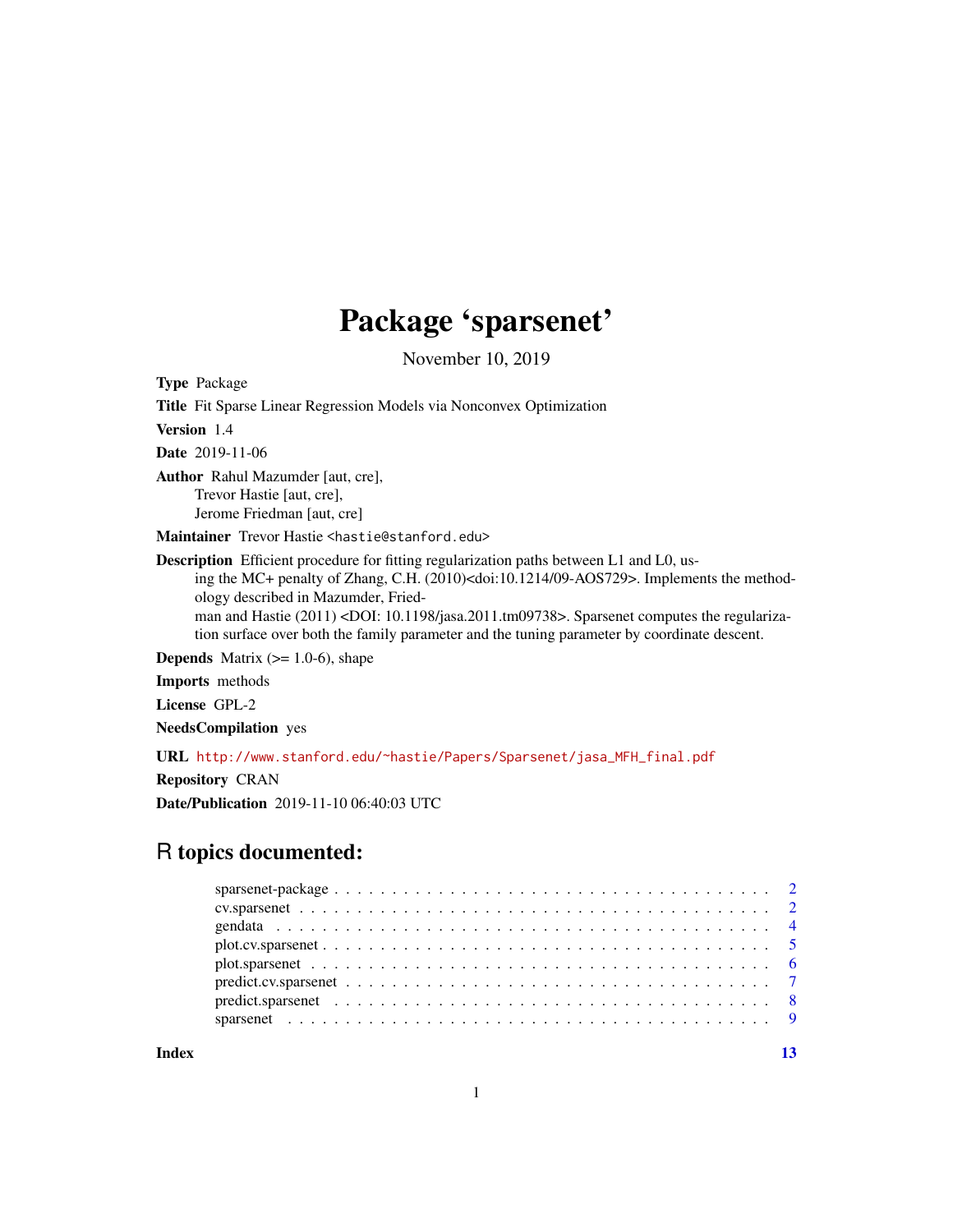# Package 'sparsenet'

November 10, 2019

**Type** Package

**Title** Fit Sparse Linear Regression Models via Nonconvex Optimization

**Version** 1.4

**Date** 2019-11-06

**Author** Rahul Mazumder [aut, cre],
Trevor Hastie [aut, cre],
Jerome Friedman [aut, cre]

**Maintainer** Trevor Hastie <hastie@stanford.edu>

**Description** Efficient procedure for fitting regularization paths between L1 and L0, using the MC+ penalty of Zhang, C.H. (2010)<doi:10.1214/09-AOS729>. Implements the methodology described in Mazumder, Friedman and Hastie (2011) <DOI: 10.1198/jasa.2011.tm09738>. Sparsenet computes the regularization surface over both the family parameter and the tuning parameter by coordinate descent.

**Depends** Matrix (>= 1.0-6), shape

**Imports** methods

**License** GPL-2

**NeedsCompilation** yes

**URL** http://www.stanford.edu/~hastie/Papers/Sparsenet/jasa_MFH_final.pdf

**Repository** CRAN

**Date/Publication** 2019-11-10 06:40:03 UTC

## R topics documented:

- sparsenet-package . . . . . . . . . . . . . . . . . . . . . . . . . . . . . . . . . . . 2
- cv.sparsenet . . . . . . . . . . . . . . . . . . . . . . . . . . . . . . . . . . . . . . 2
- gendata . . . . . . . . . . . . . . . . . . . . . . . . . . . . . . . . . . . . . . . . 4
- plot.cv.sparsenet . . . . . . . . . . . . . . . . . . . . . . . . . . . . . . . . . . . 5
- plot.sparsenet . . . . . . . . . . . . . . . . . . . . . . . . . . . . . . . . . . . . . 6
- predict.cv.sparsenet . . . . . . . . . . . . . . . . . . . . . . . . . . . . . . . . . 7
- predict.sparsenet . . . . . . . . . . . . . . . . . . . . . . . . . . . . . . . . . . . 8
- sparsenet . . . . . . . . . . . . . . . . . . . . . . . . . . . . . . . . . . . . . . . 9

**Index** 13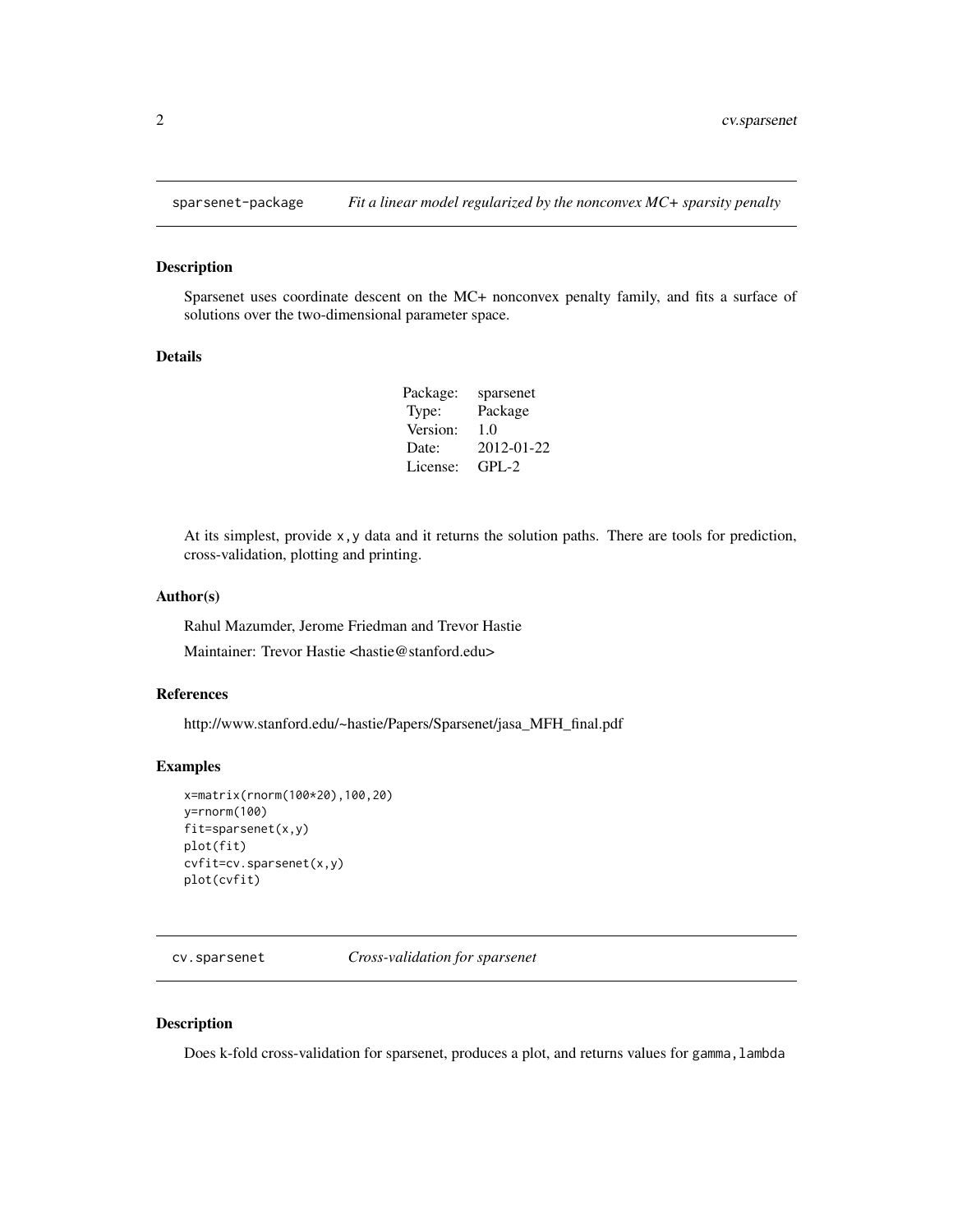## sparsenet-package — *Fit a linear model regularized by the nonconvex MC+ sparsity penalty*

### Description

Sparsenet uses coordinate descent on the MC+ nonconvex penalty family, and fits a surface of solutions over the two-dimensional parameter space.

### Details

| | |
|---|---|
| Package: | sparsenet |
| Type: | Package |
| Version: | 1.0 |
| Date: | 2012-01-22 |
| License: | GPL-2 |

At its simplest, provide `x,y` data and it returns the solution paths. There are tools for prediction, cross-validation, plotting and printing.

### Author(s)

Rahul Mazumder, Jerome Friedman and Trevor Hastie

Maintainer: Trevor Hastie <hastie@stanford.edu>

### References

http://www.stanford.edu/~hastie/Papers/Sparsenet/jasa_MFH_final.pdf

### Examples

```
x=matrix(rnorm(100*20),100,20)
y=rnorm(100)
fit=sparsenet(x,y)
plot(fit)
cvfit=cv.sparsenet(x,y)
plot(cvfit)
```

## cv.sparsenet — *Cross-validation for sparsenet*

### Description

Does k-fold cross-validation for sparsenet, produces a plot, and returns values for `gamma,lambda`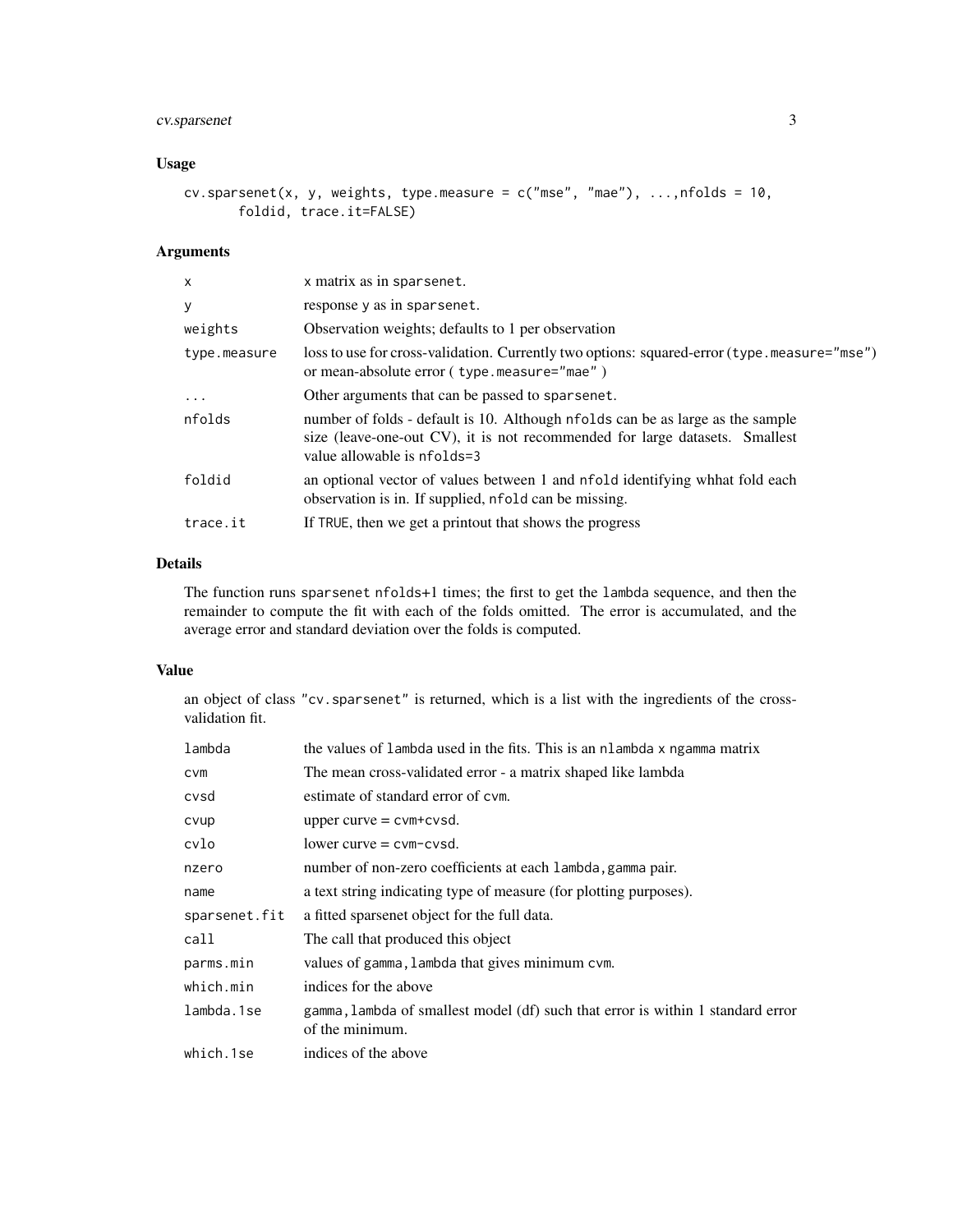### Usage

```
cv.sparsenet(x, y, weights, type.measure = c("mse", "mae"), ...,nfolds = 10,
       foldid, trace.it=FALSE)
```

### Arguments

| | |
|---|---|
| `x` | x matrix as in `sparsenet`. |
| `y` | response y as in `sparsenet`. |
| `weights` | Observation weights; defaults to 1 per observation |
| `type.measure` | loss to use for cross-validation. Currently two options: squared-error (`type.measure="mse"`) or mean-absolute error ( `type.measure="mae"` ) |
| `...` | Other arguments that can be passed to `sparsenet`. |
| `nfolds` | number of folds - default is 10. Although `nfolds` can be as large as the sample size (leave-one-out CV), it is not recommended for large datasets. Smallest value allowable is `nfolds=3` |
| `foldid` | an optional vector of values between 1 and `nfold` identifying whhat fold each observation is in. If supplied, `nfold` can be missing. |
| `trace.it` | If `TRUE`, then we get a printout that shows the progress |

### Details

The function runs `sparsenet` `nfolds`+1 times; the first to get the `lambda` sequence, and then the remainder to compute the fit with each of the folds omitted. The error is accumulated, and the average error and standard deviation over the folds is computed.

### Value

an object of class `"cv.sparsenet"` is returned, which is a list with the ingredients of the cross-validation fit.

| | |
|---|---|
| `lambda` | the values of `lambda` used in the fits. This is an `nlambda` x `ngamma` matrix |
| `cvm` | The mean cross-validated error - a matrix shaped like lambda |
| `cvsd` | estimate of standard error of `cvm`. |
| `cvup` | upper curve = `cvm+cvsd`. |
| `cvlo` | lower curve = `cvm-cvsd`. |
| `nzero` | number of non-zero coefficients at each `lambda,gamma` pair. |
| `name` | a text string indicating type of measure (for plotting purposes). |
| `sparsenet.fit` | a fitted sparsenet object for the full data. |
| `call` | The call that produced this object |
| `parms.min` | values of `gamma,lambda` that gives minimum `cvm`. |
| `which.min` | indices for the above |
| `lambda.1se` | `gamma,lambda` of smallest model (df) such that error is within 1 standard error of the minimum. |
| `which.1se` | indices of the above |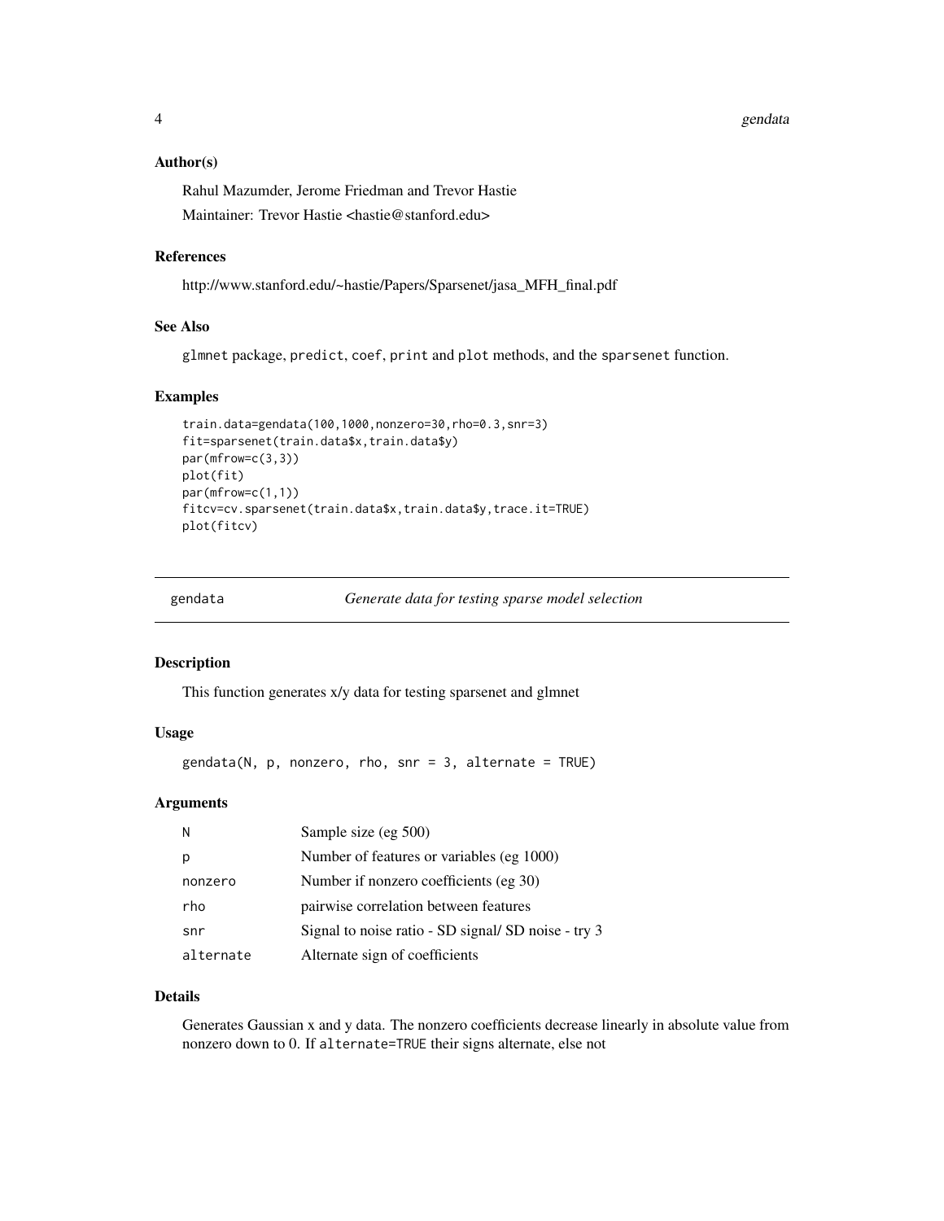### Author(s)

Rahul Mazumder, Jerome Friedman and Trevor Hastie

Maintainer: Trevor Hastie <hastie@stanford.edu>

### References

http://www.stanford.edu/~hastie/Papers/Sparsenet/jasa_MFH_final.pdf

### See Also

glmnet package, predict, coef, print and plot methods, and the sparsenet function.

### Examples

```
train.data=gendata(100,1000,nonzero=30,rho=0.3,snr=3)
fit=sparsenet(train.data$x,train.data$y)
par(mfrow=c(3,3))
plot(fit)
par(mfrow=c(1,1))
fitcv=cv.sparsenet(train.data$x,train.data$y,trace.it=TRUE)
plot(fitcv)
```

---

## gendata *Generate data for testing sparse model selection*

---

### Description

This function generates x/y data for testing sparsenet and glmnet

### Usage

```
gendata(N, p, nonzero, rho, snr = 3, alternate = TRUE)
```

### Arguments

| | |
|---|---|
| N | Sample size (eg 500) |
| p | Number of features or variables (eg 1000) |
| nonzero | Number if nonzero coefficients (eg 30) |
| rho | pairwise correlation between features |
| snr | Signal to noise ratio - SD signal/ SD noise - try 3 |
| alternate | Alternate sign of coefficients |

### Details

Generates Gaussian x and y data. The nonzero coefficients decrease linearly in absolute value from nonzero down to 0. If alternate=TRUE their signs alternate, else not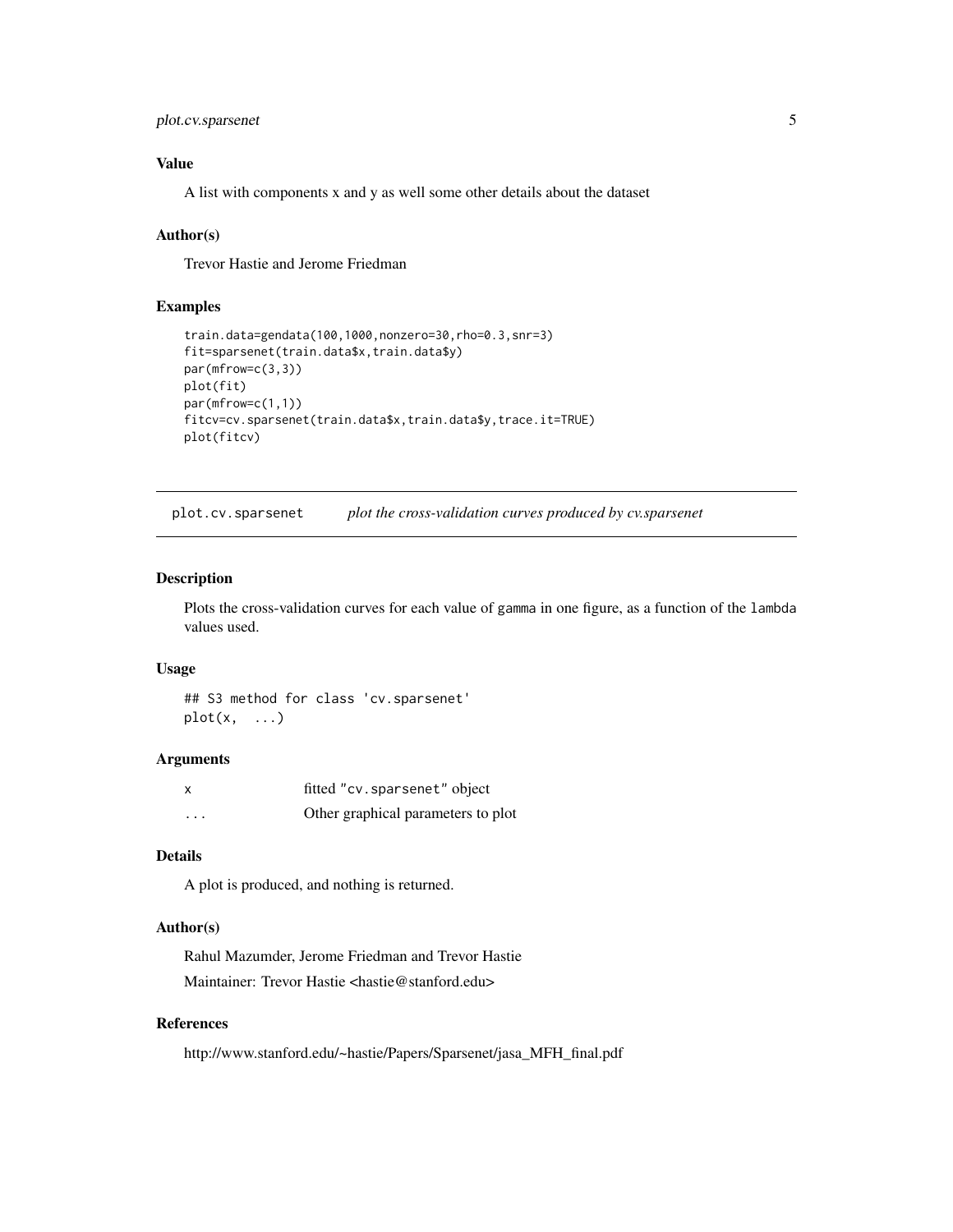### Value

A list with components x and y as well some other details about the dataset

### Author(s)

Trevor Hastie and Jerome Friedman

### Examples

```
train.data=gendata(100,1000,nonzero=30,rho=0.3,snr=3)
fit=sparsenet(train.data$x,train.data$y)
par(mfrow=c(3,3))
plot(fit)
par(mfrow=c(1,1))
fitcv=cv.sparsenet(train.data$x,train.data$y,trace.it=TRUE)
plot(fitcv)
```

---

## plot.cv.sparsenet — *plot the cross-validation curves produced by cv.sparsenet*

---

### Description

Plots the cross-validation curves for each value of `gamma` in one figure, as a function of the `lambda` values used.

### Usage

```
## S3 method for class 'cv.sparsenet'
plot(x,  ...)
```

### Arguments

| | |
|---|---|
| `x` | fitted "`cv.sparsenet`" object |
| `...` | Other graphical parameters to plot |

### Details

A plot is produced, and nothing is returned.

### Author(s)

Rahul Mazumder, Jerome Friedman and Trevor Hastie

Maintainer: Trevor Hastie <hastie@stanford.edu>

### References

http://www.stanford.edu/~hastie/Papers/Sparsenet/jasa_MFH_final.pdf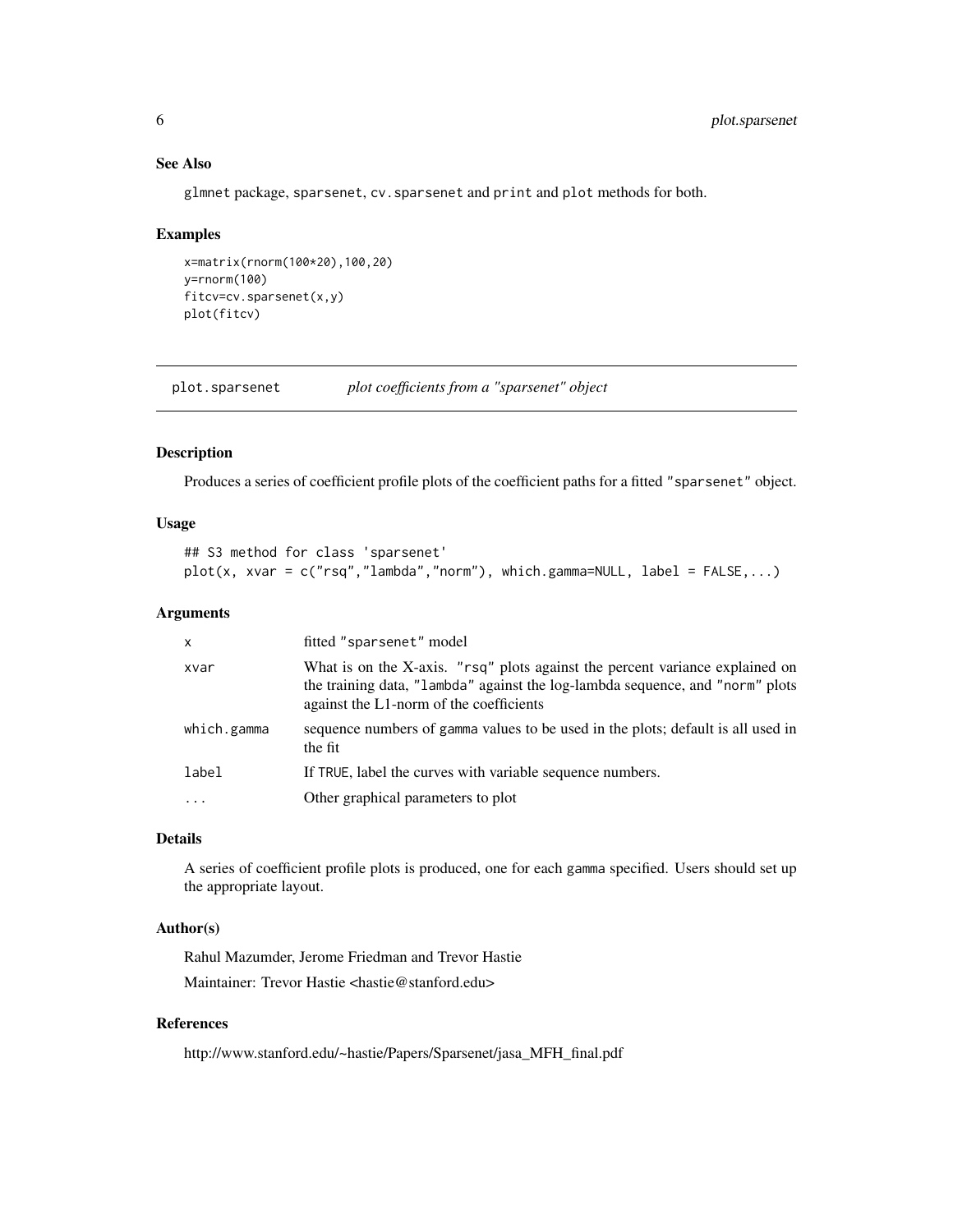### See Also

glmnet package, sparsenet, cv.sparsenet and print and plot methods for both.

### Examples

```
x=matrix(rnorm(100*20),100,20)
y=rnorm(100)
fitcv=cv.sparsenet(x,y)
plot(fitcv)
```

---

## plot.sparsenet *plot coefficients from a "sparsenet" object*

---

### Description

Produces a series of coefficient profile plots of the coefficient paths for a fitted "sparsenet" object.

### Usage

```
## S3 method for class 'sparsenet'
plot(x, xvar = c("rsq","lambda","norm"), which.gamma=NULL, label = FALSE,...)
```

### Arguments

| | |
|---|---|
| x | fitted "sparsenet" model |
| xvar | What is on the X-axis. "rsq" plots against the percent variance explained on the training data, "lambda" against the log-lambda sequence, and "norm" plots against the L1-norm of the coefficients |
| which.gamma | sequence numbers of gamma values to be used in the plots; default is all used in the fit |
| label | If TRUE, label the curves with variable sequence numbers. |
| ... | Other graphical parameters to plot |

### Details

A series of coefficient profile plots is produced, one for each gamma specified. Users should set up the appropriate layout.

### Author(s)

Rahul Mazumder, Jerome Friedman and Trevor Hastie

Maintainer: Trevor Hastie <hastie@stanford.edu>

### References

http://www.stanford.edu/~hastie/Papers/Sparsenet/jasa_MFH_final.pdf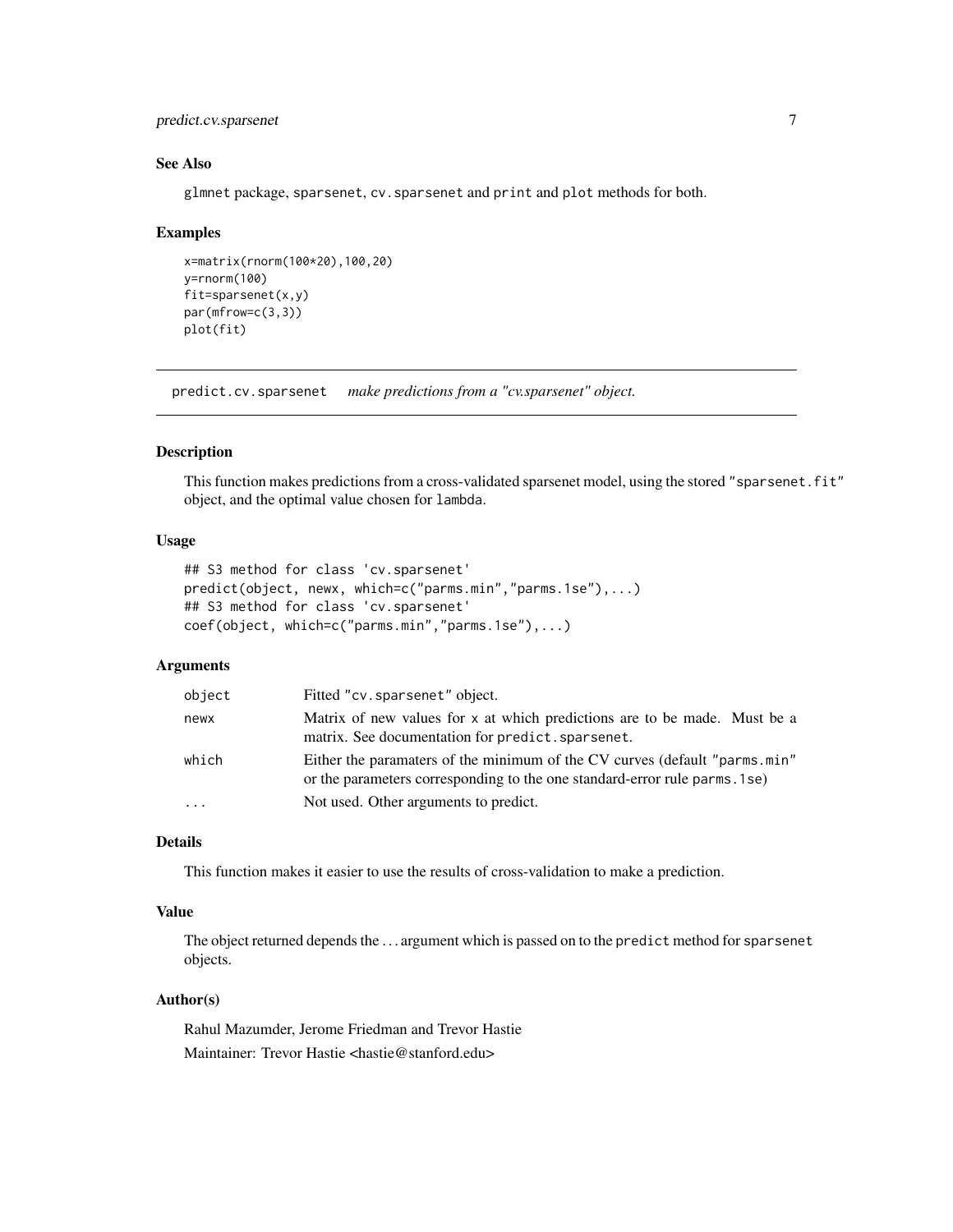### See Also

glmnet package, sparsenet, cv.sparsenet and print and plot methods for both.

### Examples

```
x=matrix(rnorm(100*20),100,20)
y=rnorm(100)
fit=sparsenet(x,y)
par(mfrow=c(3,3))
plot(fit)
```

---

## predict.cv.sparsenet — *make predictions from a "cv.sparsenet" object.*

---

### Description

This function makes predictions from a cross-validated sparsenet model, using the stored "sparsenet.fit" object, and the optimal value chosen for lambda.

### Usage

```
## S3 method for class 'cv.sparsenet'
predict(object, newx, which=c("parms.min","parms.1se"),...)
## S3 method for class 'cv.sparsenet'
coef(object, which=c("parms.min","parms.1se"),...)
```

### Arguments

| | |
|---|---|
| object | Fitted "cv.sparsenet" object. |
| newx | Matrix of new values for x at which predictions are to be made. Must be a matrix. See documentation for predict.sparsenet. |
| which | Either the paramaters of the minimum of the CV curves (default "parms.min" or the parameters corresponding to the one standard-error rule parms.1se) |
| ... | Not used. Other arguments to predict. |

### Details

This function makes it easier to use the results of cross-validation to make a prediction.

### Value

The object returned depends the ... argument which is passed on to the predict method for sparsenet objects.

### Author(s)

Rahul Mazumder, Jerome Friedman and Trevor Hastie

Maintainer: Trevor Hastie <hastie@stanford.edu>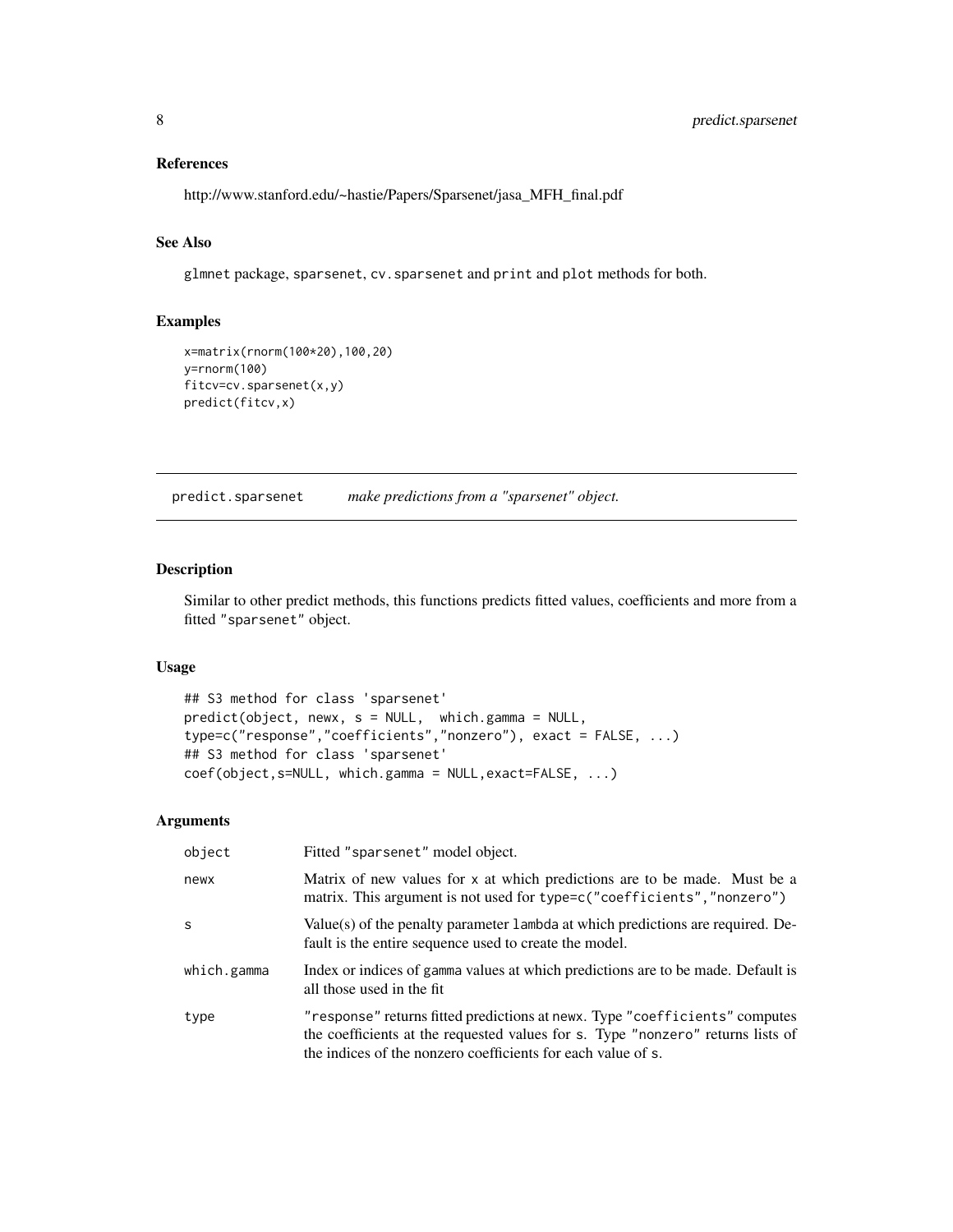### References

http://www.stanford.edu/~hastie/Papers/Sparsenet/jasa_MFH_final.pdf

### See Also

glmnet package, sparsenet, cv.sparsenet and print and plot methods for both.

### Examples

```
x=matrix(rnorm(100*20),100,20)
y=rnorm(100)
fitcv=cv.sparsenet(x,y)
predict(fitcv,x)
```

---

## predict.sparsenet *make predictions from a "sparsenet" object.*

---

### Description

Similar to other predict methods, this functions predicts fitted values, coefficients and more from a fitted "sparsenet" object.

### Usage

```
## S3 method for class 'sparsenet'
predict(object, newx, s = NULL,  which.gamma = NULL,
type=c("response","coefficients","nonzero"), exact = FALSE, ...)
## S3 method for class 'sparsenet'
coef(object,s=NULL, which.gamma = NULL,exact=FALSE, ...)
```

### Arguments

| | |
|---|---|
| object | Fitted "sparsenet" model object. |
| newx | Matrix of new values for x at which predictions are to be made. Must be a matrix. This argument is not used for type=c("coefficients","nonzero") |
| s | Value(s) of the penalty parameter lambda at which predictions are required. Default is the entire sequence used to create the model. |
| which.gamma | Index or indices of gamma values at which predictions are to be made. Default is all those used in the fit |
| type | "response" returns fitted predictions at newx. Type "coefficients" computes the coefficients at the requested values for s. Type "nonzero" returns lists of the indices of the nonzero coefficients for each value of s. |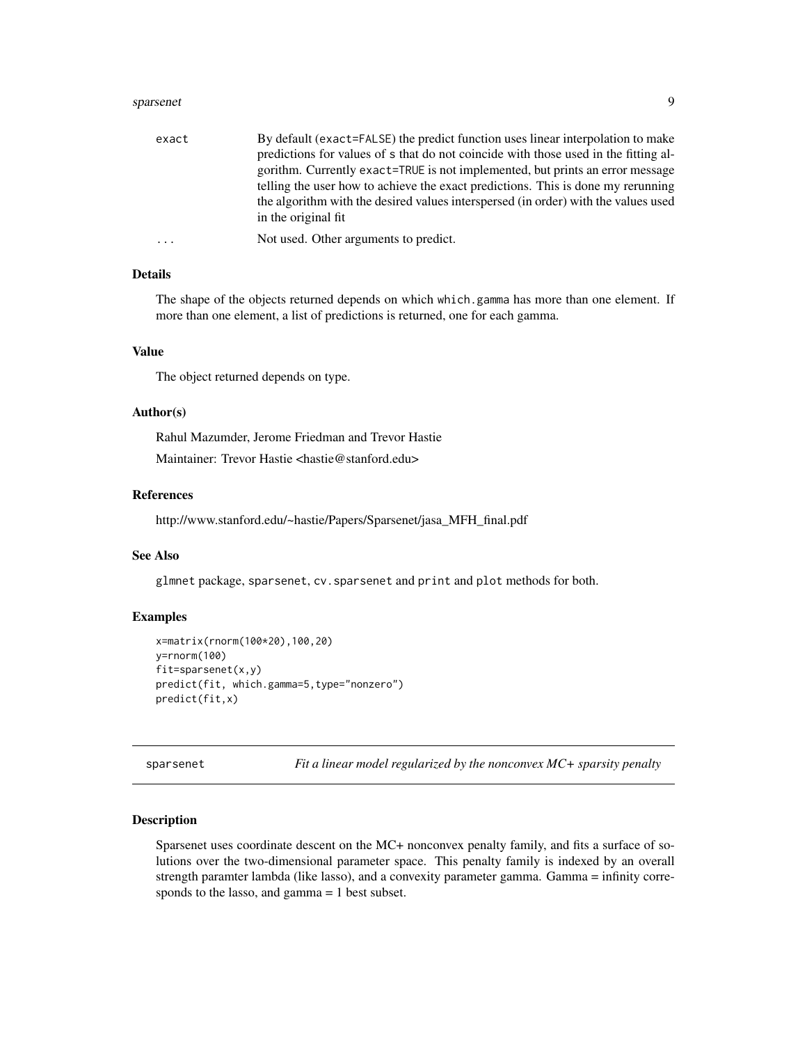| | |
|---|---|
| exact | By default (exact=FALSE) the predict function uses linear interpolation to make predictions for values of s that do not coincide with those used in the fitting algorithm. Currently exact=TRUE is not implemented, but prints an error message telling the user how to achieve the exact predictions. This is done my rerunning the algorithm with the desired values interspersed (in order) with the values used in the original fit |
| ... | Not used. Other arguments to predict. |

### Details

The shape of the objects returned depends on which which.gamma has more than one element. If more than one element, a list of predictions is returned, one for each gamma.

### Value

The object returned depends on type.

### Author(s)

Rahul Mazumder, Jerome Friedman and Trevor Hastie

Maintainer: Trevor Hastie <hastie@stanford.edu>

### References

http://www.stanford.edu/~hastie/Papers/Sparsenet/jasa_MFH_final.pdf

### See Also

glmnet package, sparsenet, cv.sparsenet and print and plot methods for both.

### Examples

```
x=matrix(rnorm(100*20),100,20)
y=rnorm(100)
fit=sparsenet(x,y)
predict(fit, which.gamma=5,type="nonzero")
predict(fit,x)
```

---

## sparsenet — *Fit a linear model regularized by the nonconvex MC+ sparsity penalty*

### Description

Sparsenet uses coordinate descent on the MC+ nonconvex penalty family, and fits a surface of solutions over the two-dimensional parameter space. This penalty family is indexed by an overall strength paramter lambda (like lasso), and a convexity parameter gamma. Gamma = infinity corresponds to the lasso, and gamma = 1 best subset.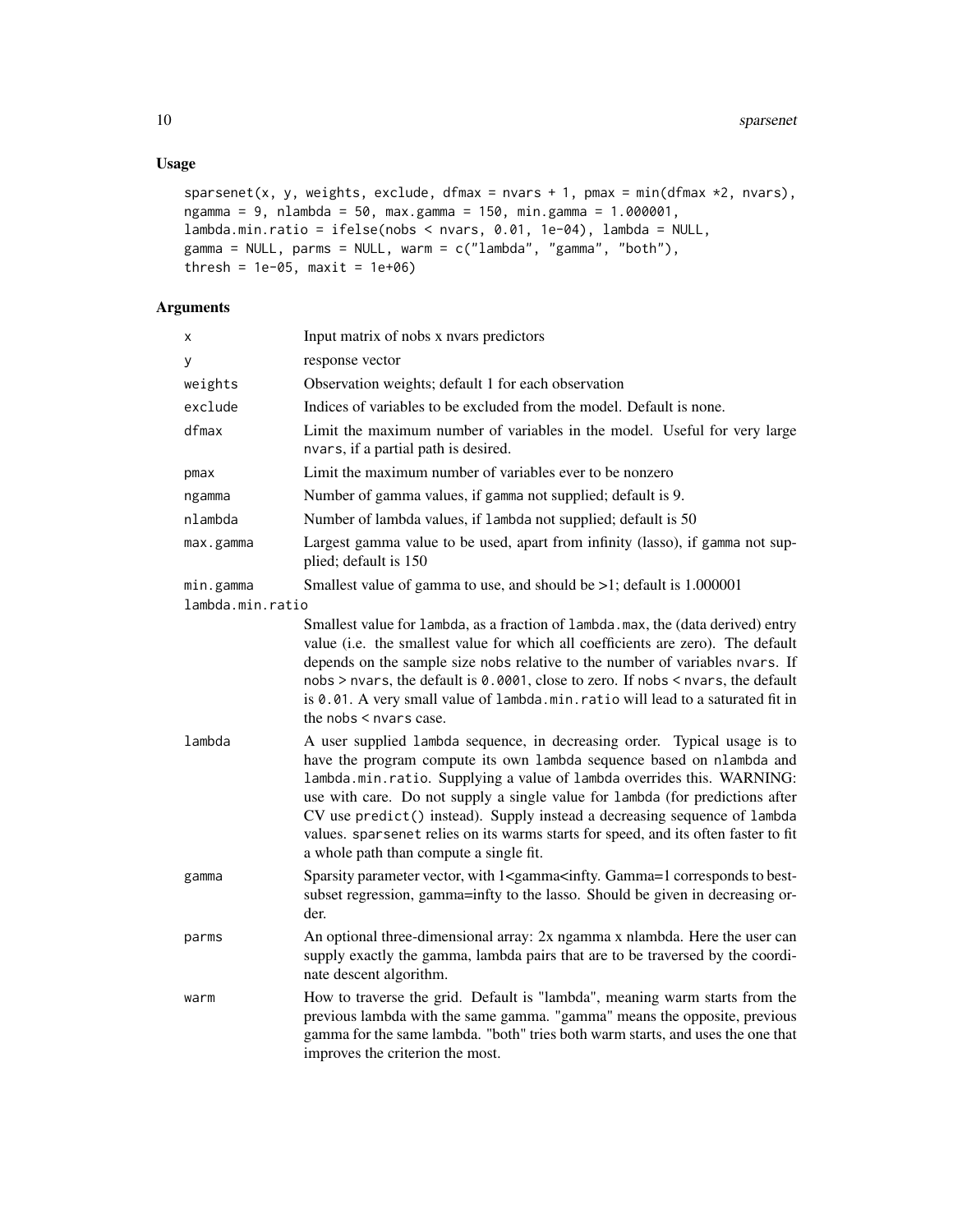## Usage

```
sparsenet(x, y, weights, exclude, dfmax = nvars + 1, pmax = min(dfmax *2, nvars),
ngamma = 9, nlambda = 50, max.gamma = 150, min.gamma = 1.000001,
lambda.min.ratio = ifelse(nobs < nvars, 0.01, 1e-04), lambda = NULL,
gamma = NULL, parms = NULL, warm = c("lambda", "gamma", "both"),
thresh = 1e-05, maxit = 1e+06)
```

## Arguments

| | |
|---|---|
| `x` | Input matrix of nobs x nvars predictors |
| `y` | response vector |
| `weights` | Observation weights; default 1 for each observation |
| `exclude` | Indices of variables to be excluded from the model. Default is none. |
| `dfmax` | Limit the maximum number of variables in the model. Useful for very large `nvars`, if a partial path is desired. |
| `pmax` | Limit the maximum number of variables ever to be nonzero |
| `ngamma` | Number of gamma values, if `gamma` not supplied; default is 9. |
| `nlambda` | Number of lambda values, if `lambda` not supplied; default is 50 |
| `max.gamma` | Largest gamma value to be used, apart from infinity (lasso), if `gamma` not supplied; default is 150 |
| `min.gamma` | Smallest value of gamma to use, and should be >1; default is 1.000001 |
| `lambda.min.ratio` | Smallest value for `lambda`, as a fraction of `lambda.max`, the (data derived) entry value (i.e. the smallest value for which all coefficients are zero). The default depends on the sample size `nobs` relative to the number of variables `nvars`. If `nobs > nvars`, the default is `0.0001`, close to zero. If `nobs < nvars`, the default is `0.01`. A very small value of `lambda.min.ratio` will lead to a saturated fit in the `nobs < nvars` case. |
| `lambda` | A user supplied `lambda` sequence, in decreasing order. Typical usage is to have the program compute its own `lambda` sequence based on `nlambda` and `lambda.min.ratio`. Supplying a value of `lambda` overrides this. WARNING: use with care. Do not supply a single value for `lambda` (for predictions after CV use `predict()` instead). Supply instead a decreasing sequence of `lambda` values. `sparsenet` relies on its warms starts for speed, and its often faster to fit a whole path than compute a single fit. |
| `gamma` | Sparsity parameter vector, with 1<gamma<infty. Gamma=1 corresponds to best-subset regression, gamma=infty to the lasso. Should be given in decreasing order. |
| `parms` | An optional three-dimensional array: 2x ngamma x nlambda. Here the user can supply exactly the gamma, lambda pairs that are to be traversed by the coordinate descent algorithm. |
| `warm` | How to traverse the grid. Default is "lambda", meaning warm starts from the previous lambda with the same gamma. "gamma" means the opposite, previous gamma for the same lambda. "both" tries both warm starts, and uses the one that improves the criterion the most. |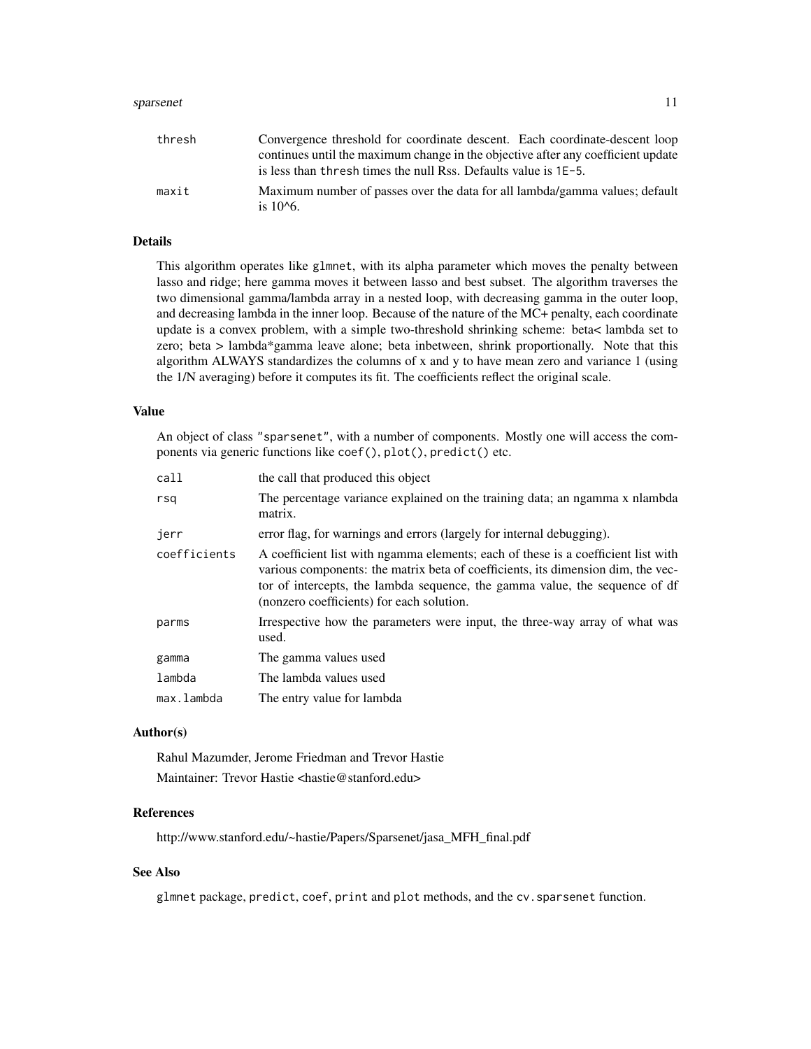| | |
|---|---|
| thresh | Convergence threshold for coordinate descent. Each coordinate-descent loop continues until the maximum change in the objective after any coefficient update is less than thresh times the null Rss. Defaults value is 1E-5. |
| maxit | Maximum number of passes over the data for all lambda/gamma values; default is 10^6. |

## Details

This algorithm operates like glmnet, with its alpha parameter which moves the penalty between lasso and ridge; here gamma moves it between lasso and best subset. The algorithm traverses the two dimensional gamma/lambda array in a nested loop, with decreasing gamma in the outer loop, and decreasing lambda in the inner loop. Because of the nature of the MC+ penalty, each coordinate update is a convex problem, with a simple two-threshold shrinking scheme: beta< lambda set to zero; beta > lambda*gamma leave alone; beta inbetween, shrink proportionally. Note that this algorithm ALWAYS standardizes the columns of x and y to have mean zero and variance 1 (using the 1/N averaging) before it computes its fit. The coefficients reflect the original scale.

## Value

An object of class "sparsenet", with a number of components. Mostly one will access the components via generic functions like coef(), plot(), predict() etc.

| | |
|---|---|
| call | the call that produced this object |
| rsq | The percentage variance explained on the training data; an ngamma x nlambda matrix. |
| jerr | error flag, for warnings and errors (largely for internal debugging). |
| coefficients | A coefficient list with ngamma elements; each of these is a coefficient list with various components: the matrix beta of coefficients, its dimension dim, the vector of intercepts, the lambda sequence, the gamma value, the sequence of df (nonzero coefficients) for each solution. |
| parms | Irrespective how the parameters were input, the three-way array of what was used. |
| gamma | The gamma values used |
| lambda | The lambda values used |
| max.lambda | The entry value for lambda |

## Author(s)

Rahul Mazumder, Jerome Friedman and Trevor Hastie

Maintainer: Trevor Hastie <hastie@stanford.edu>

## References

http://www.stanford.edu/~hastie/Papers/Sparsenet/jasa_MFH_final.pdf

## See Also

glmnet package, predict, coef, print and plot methods, and the cv.sparsenet function.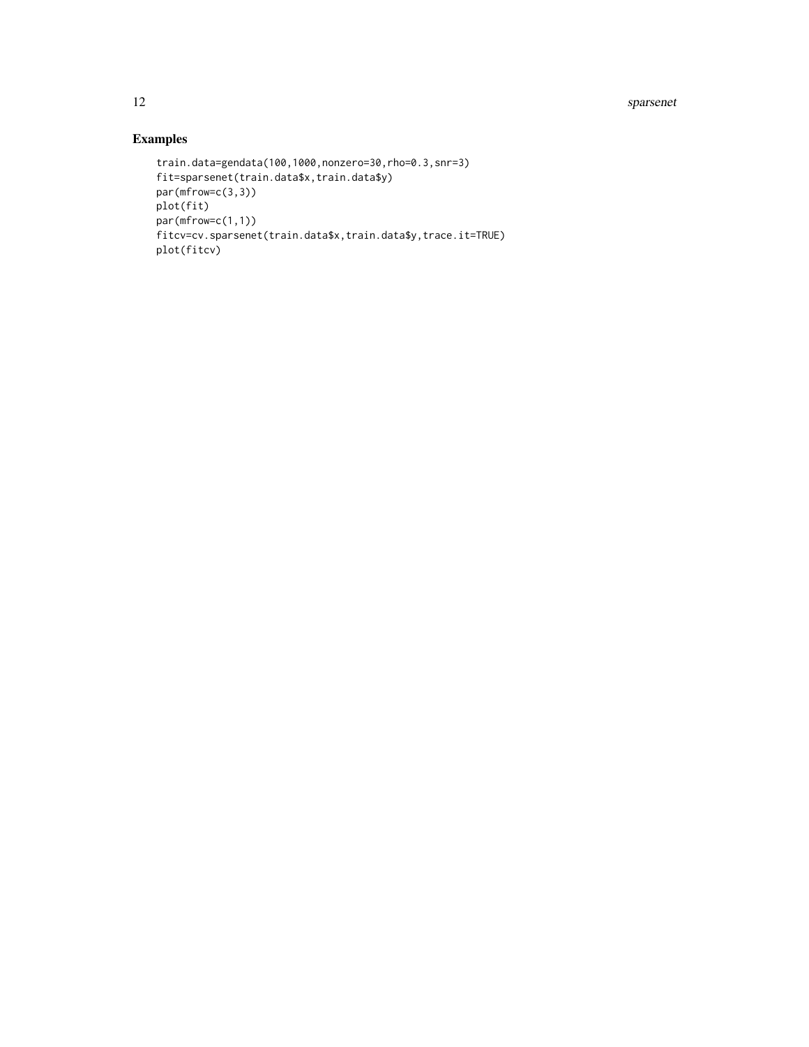## Examples

```
train.data=gendata(100,1000,nonzero=30,rho=0.3,snr=3)
fit=sparsenet(train.data$x,train.data$y)
par(mfrow=c(3,3))
plot(fit)
par(mfrow=c(1,1))
fitcv=cv.sparsenet(train.data$x,train.data$y,trace.it=TRUE)
plot(fitcv)
```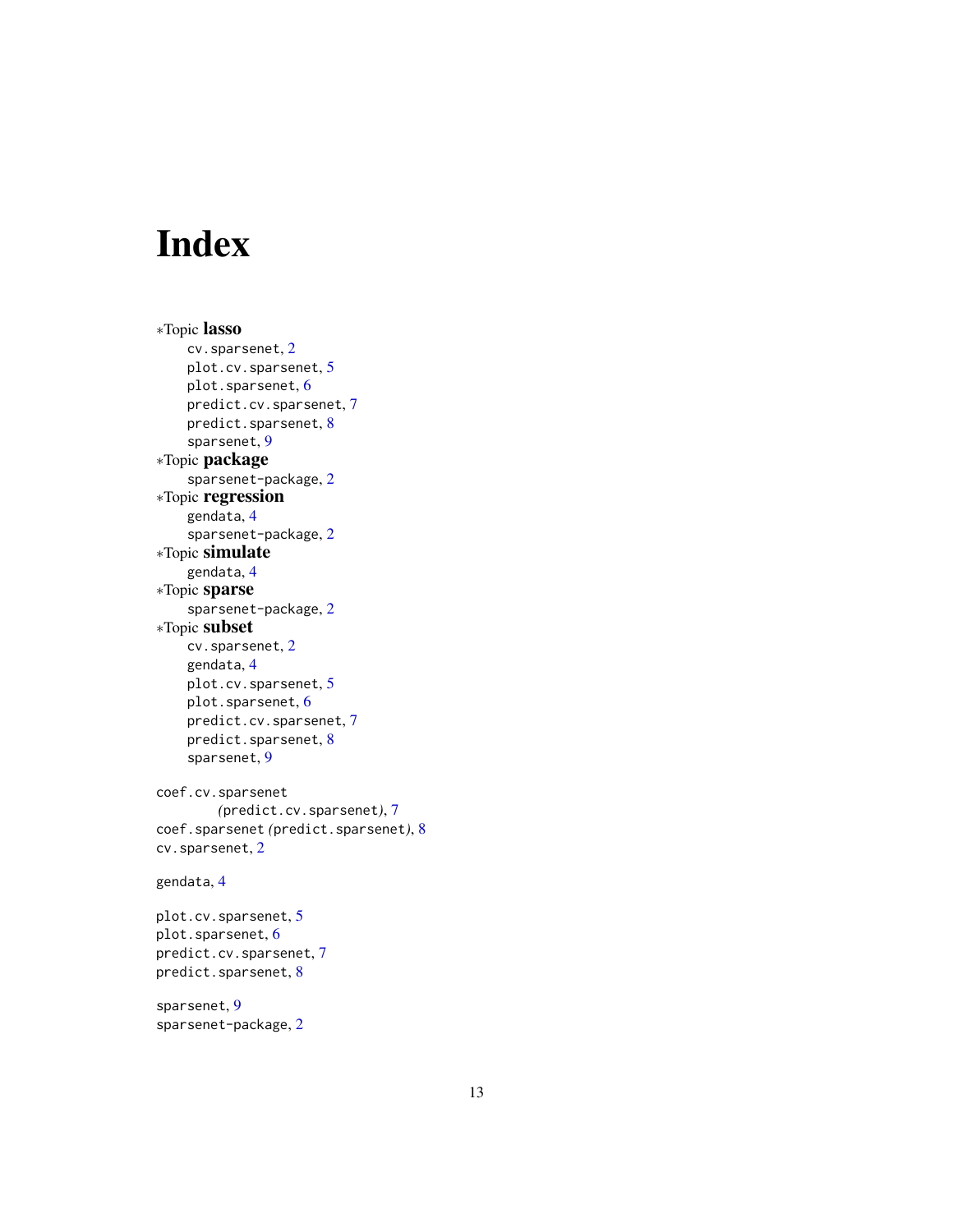# Index

∗Topic **lasso**
- cv.sparsenet, 2
- plot.cv.sparsenet, 5
- plot.sparsenet, 6
- predict.cv.sparsenet, 7
- predict.sparsenet, 8
- sparsenet, 9

∗Topic **package**
- sparsenet-package, 2

∗Topic **regression**
- gendata, 4
- sparsenet-package, 2

∗Topic **simulate**
- gendata, 4

∗Topic **sparse**
- sparsenet-package, 2

∗Topic **subset**
- cv.sparsenet, 2
- gendata, 4
- plot.cv.sparsenet, 5
- plot.sparsenet, 6
- predict.cv.sparsenet, 7
- predict.sparsenet, 8
- sparsenet, 9

coef.cv.sparsenet (predict.cv.sparsenet), 7
coef.sparsenet (predict.sparsenet), 8
cv.sparsenet, 2

gendata, 4

plot.cv.sparsenet, 5
plot.sparsenet, 6
predict.cv.sparsenet, 7
predict.sparsenet, 8

sparsenet, 9
sparsenet-package, 2